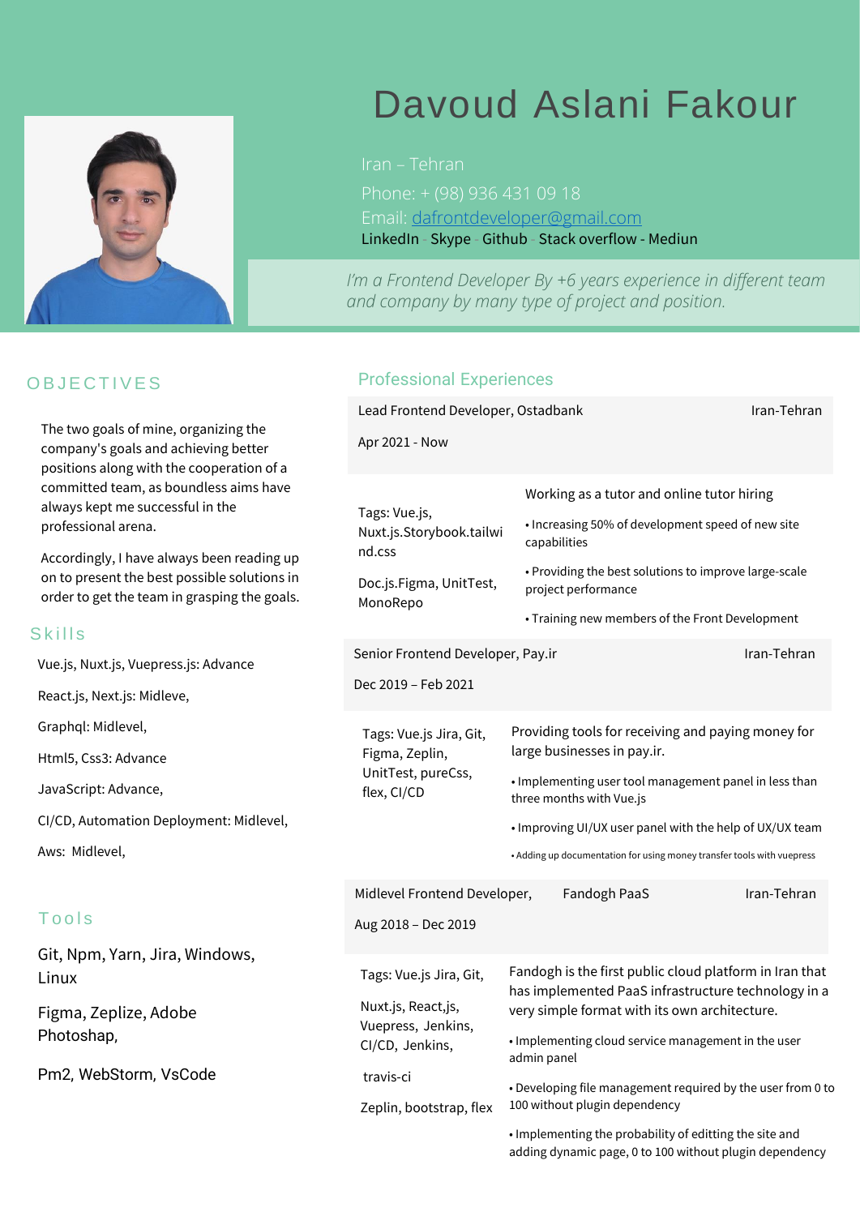# Davoud Aslani Fakour

Iran – Tehran

Phone: + (98) 936 431 09 18

Email: [dafrontdeveloper@gmail.com](mailto:dafrontdeveloper@gmail.com)

LinkedIn - Skype - Github - Stack overflow - Mediun

*I'm a Frontend Developer By +6 years experience in different team and company by many type of project and position.*

## OBJECTIVES

The two goals of mine, organizing the company's goals and achieving better positions along with the cooperation of a committed team, as boundless aims have always kept me successful in the professional arena.

Accordingly, I have always been reading up on to present the best possible solutions in order to get the team in grasping the goals.

## Skills

Vue.js, Nuxt.js, Vuepress.js: Advance

React.js, Next.js: Midleve,

Graphql: Midlevel,

Html5, Css3: Advance

JavaScript: Advance,

CI/CD, Automation Deployment: Midlevel,

Aws: Midlevel,

## Tools

Git, Npm, Yarn, Jira, Windows, Linux

Figma, Zeplize, Adobe Photoshap,

Pm2, WebStorm, VsCode

## Professional Experiences

### Lead Frontend Developer, Ostadbank — Iran-Tehran

Apr 2021 - Now

Tags: Vue.js, Nuxt.js.Storybook.tailwind.css

Doc.js.Figma, UnitTest, MonoRepo

Working as a tutor and online tutor hiring

- Increasing 50% of development speed of new site capabilities
- Providing the best solutions to improve large-scale project performance
- Training new members of the Front Development

### Senior Frontend Developer, Pay.ir — Iran-Tehran

Dec 2019 – Feb 2021

Tags: Vue.js Jira, Git, Figma, Zeplin, UnitTest, pureCss, flex, CI/CD

Providing tools for receiving and paying money for large businesses in pay.ir.

- Implementing user tool management panel in less than three months with Vue.js
- Improving UI/UX user panel with the help of UX/UX team
- Adding up documentation for using money transfer tools with vuepress

### Midlevel Frontend Developer, Fandogh PaaS — Iran-Tehran

Aug 2018 – Dec 2019

Tags: Vue.js Jira, Git,

Nuxt.js, React,js, Vuepress, Jenkins, CI/CD, Jenkins,

travis-ci

Zeplin, bootstrap, flex

Fandogh is the first public cloud platform in Iran that has implemented PaaS infrastructure technology in a very simple format with its own architecture.

- Implementing cloud service management in the user admin panel
- Developing file management required by the user from 0 to 100 without plugin dependency
- Implementing the probability of editting the site and adding dynamic page, 0 to 100 without plugin dependency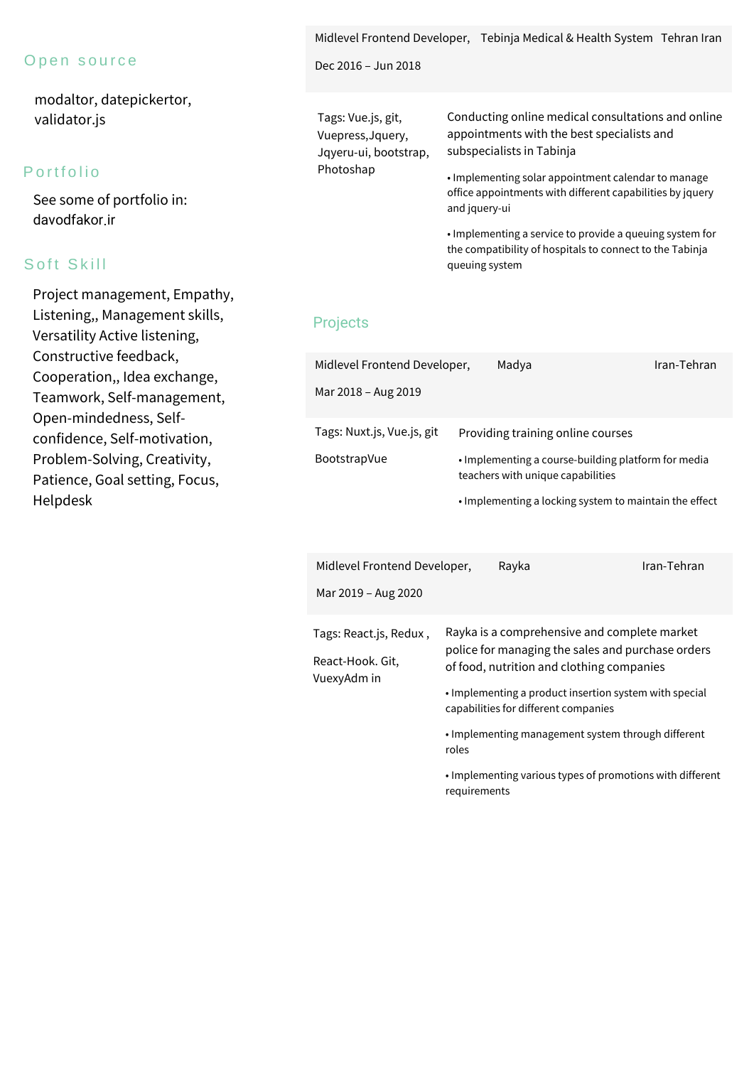## Open source

modaltor, datepickertor, validator.js

## Portfolio

See some of portfolio in: davodfakor.ir

## Soft Skill

Project management, Empathy, Listening,, Management skills, Versatility Active listening, Constructive feedback, Cooperation,, Idea exchange, Teamwork, Self-management, Open-mindedness, Self-confidence, Self-motivation, Problem-Solving, Creativity, Patience, Goal setting, Focus, Helpdesk

Midlevel Frontend Developer, Tebinja Medical & Health System Tehran Iran

Dec 2016 – Jun 2018

Tags: Vue.js, git, Vuepress,Jquery, Jqyeru-ui, bootstrap, Photoshap

Conducting online medical consultations and online appointments with the best specialists and subspecialists in Tabinja

- Implementing solar appointment calendar to manage office appointments with different capabilities by jquery and jquery-ui
- Implementing a service to provide a queuing system for the compatibility of hospitals to connect to the Tabinja queuing system

## Projects

Midlevel Frontend Developer, Madya Iran-Tehran

Mar 2018 – Aug 2019

Tags: Nuxt.js, Vue.js, git BootstrapVue

Providing training online courses

- Implementing a course-building platform for media teachers with unique capabilities
- Implementing a locking system to maintain the effect

Midlevel Frontend Developer, Rayka Iran-Tehran

Mar 2019 – Aug 2020

Tags: React.js, Redux , React-Hook. Git, VuexyAdm in

Rayka is a comprehensive and complete market police for managing the sales and purchase orders of food, nutrition and clothing companies

- Implementing a product insertion system with special capabilities for different companies
- Implementing management system through different roles
- Implementing various types of promotions with different requirements